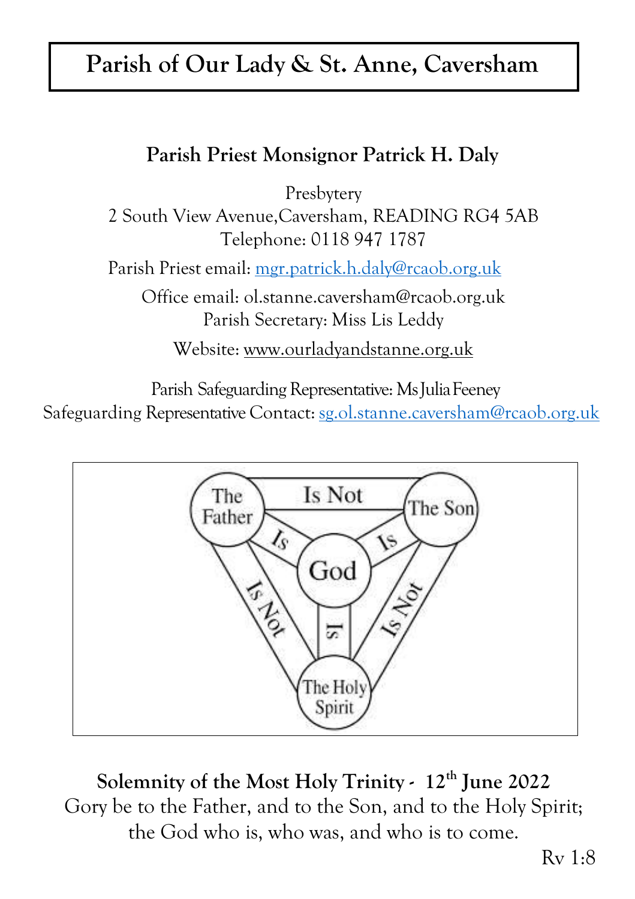# Parish of Our Lady & St. Anne, Caversham

**Parish Priest Monsignor Patrick H. Daly**

Presbytery
2 South View Avenue,Caversham, READING RG4 5AB
Telephone: 0118 947 1787

Parish Priest email: mgr.patrick.h.daly@rcaob.org.uk

Office email: ol.stanne.caversham@rcaob.org.uk
Parish Secretary: Miss Lis Leddy

Website: www.ourladyandstanne.org.uk

Parish Safeguarding Representative: Ms Julia Feeney
Safeguarding Representative Contact: sg.ol.stanne.caversham@rcaob.org.uk

The Father — Is Not — The Son
The Father — Is — God
The Son — Is — God
The Holy Spirit — Is — God
The Father — Is Not — The Holy Spirit
The Son — Is Not — The Holy Spirit

**Solemnity of the Most Holy Trinity - 12th June 2022**

Gory be to the Father, and to the Son, and to the Holy Spirit;
the God who is, who was, and who is to come.

Rv 1:8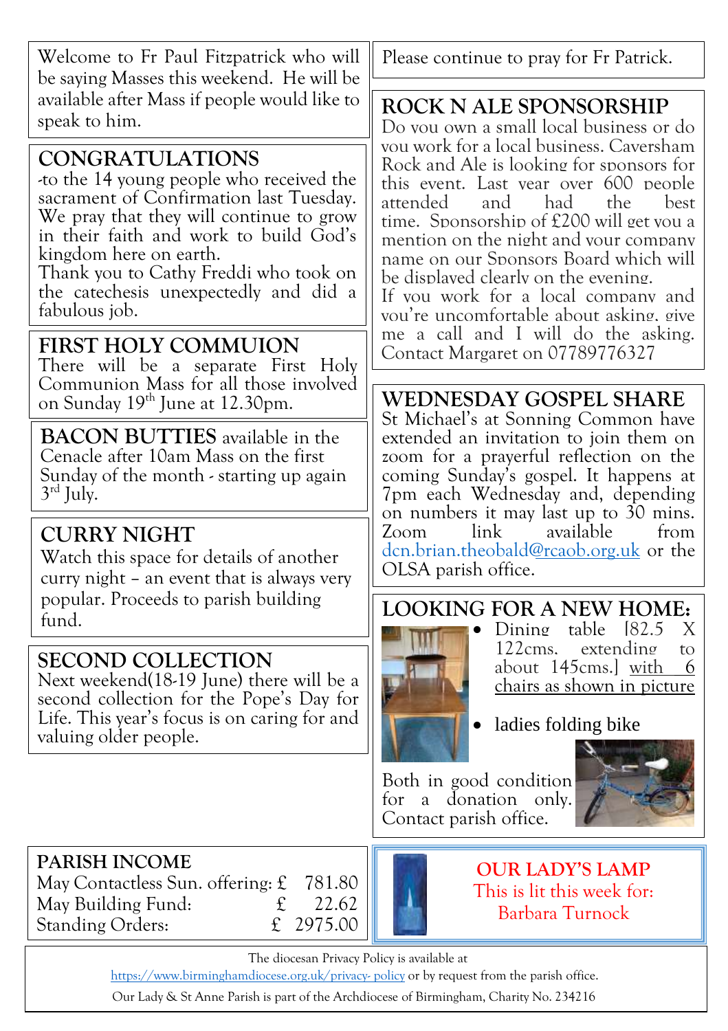Welcome to Fr Paul Fitzpatrick who will be saying Masses this weekend. He will be available after Mass if people would like to speak to him.

## CONGRATULATIONS

-to the 14 young people who received the sacrament of Confirmation last Tuesday. We pray that they will continue to grow in their faith and work to build God's kingdom here on earth.
Thank you to Cathy Freddi who took on the catechesis unexpectedly and did a fabulous job.

## FIRST HOLY COMMUION

There will be a separate First Holy Communion Mass for all those involved on Sunday 19th June at 12.30pm.

**BACON BUTTIES** available in the Cenacle after 10am Mass on the first Sunday of the month - starting up again 3rd July.

## CURRY NIGHT

Watch this space for details of another curry night – an event that is always very popular. Proceeds to parish building fund.

## SECOND COLLECTION

Next weekend(18-19 June) there will be a second collection for the Pope's Day for Life. This year's focus is on caring for and valuing older people.

Please continue to pray for Fr Patrick.

## ROCK N ALE SPONSORSHIP

Do you own a small local business or do you work for a local business. Caversham Rock and Ale is looking for sponsors for this event. Last year over 600 people attended and had the best time. Sponsorship of £200 will get you a mention on the night and your company name on our Sponsors Board which will be displayed clearly on the evening.
If you work for a local company and you're uncomfortable about asking, give me a call and I will do the asking. Contact Margaret on 07789776327

## WEDNESDAY GOSPEL SHARE

St Michael's at Sonning Common have extended an invitation to join them on zoom for a prayerful reflection on the coming Sunday's gospel. It happens at 7pm each Wednesday and, depending on numbers it may last up to 30 mins. Zoom link available from dcn.brian.theobald@rcaob.org.uk or the OLSA parish office.

## LOOKING FOR A NEW HOME:

- Dining table [82.5 X 122cms. extending to about 145cms.] with 6 chairs as shown in picture
- ladies folding bike

Both in good condition for a donation only. Contact parish office.

## PARISH INCOME

| | |
|---|---|
| May Contactless Sun. offering: | £ 781.80 |
| May Building Fund: | £ 22.62 |
| Standing Orders: | £ 2975.00 |

**OUR LADY'S LAMP**
This is lit this week for:
Barbara Turnock

The diocesan Privacy Policy is available at https://www.birminghamdiocese.org.uk/privacy- policy or by request from the parish office.
Our Lady & St Anne Parish is part of the Archdiocese of Birmingham, Charity No. 234216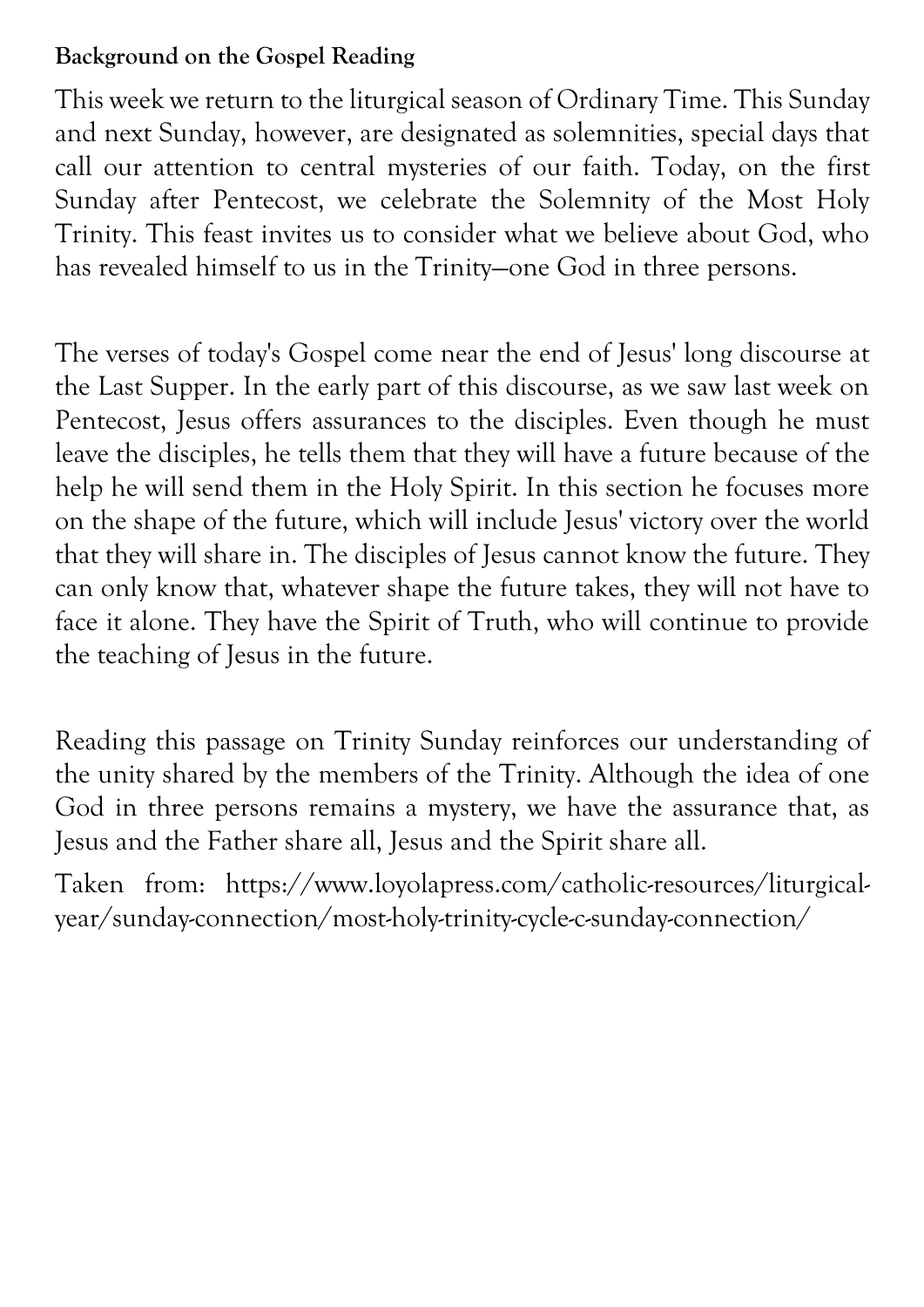**Background on the Gospel Reading**

This week we return to the liturgical season of Ordinary Time. This Sunday and next Sunday, however, are designated as solemnities, special days that call our attention to central mysteries of our faith. Today, on the first Sunday after Pentecost, we celebrate the Solemnity of the Most Holy Trinity. This feast invites us to consider what we believe about God, who has revealed himself to us in the Trinity—one God in three persons.

The verses of today's Gospel come near the end of Jesus' long discourse at the Last Supper. In the early part of this discourse, as we saw last week on Pentecost, Jesus offers assurances to the disciples. Even though he must leave the disciples, he tells them that they will have a future because of the help he will send them in the Holy Spirit. In this section he focuses more on the shape of the future, which will include Jesus' victory over the world that they will share in. The disciples of Jesus cannot know the future. They can only know that, whatever shape the future takes, they will not have to face it alone. They have the Spirit of Truth, who will continue to provide the teaching of Jesus in the future.

Reading this passage on Trinity Sunday reinforces our understanding of the unity shared by the members of the Trinity. Although the idea of one God in three persons remains a mystery, we have the assurance that, as Jesus and the Father share all, Jesus and the Spirit share all.

Taken from: https://www.loyolapress.com/catholic-resources/liturgical-year/sunday-connection/most-holy-trinity-cycle-c-sunday-connection/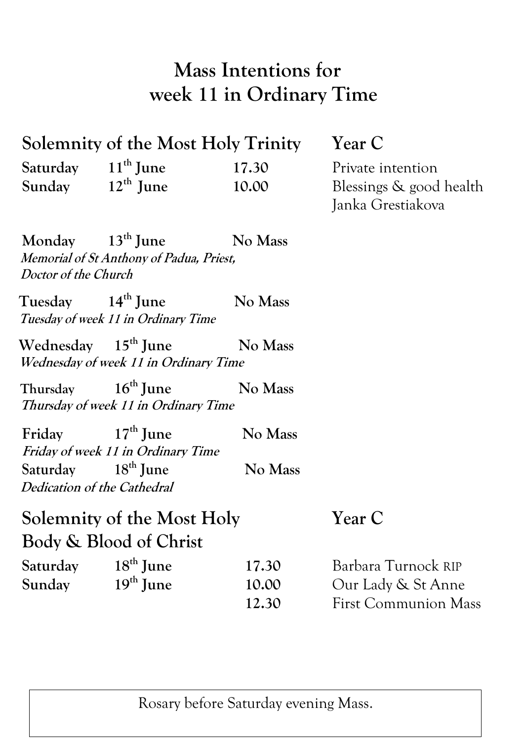# Mass Intentions for week 11 in Ordinary Time

## Solemnity of the Most Holy Trinity — Year C

| | | | |
|---|---|---|---|
| **Saturday** | **11th June** | **17.30** | Private intention |
| **Sunday** | **12th June** | **10.00** | Blessings & good health Janka Grestiakova |

**Monday 13th June** — **No Mass**
*Memorial of St Anthony of Padua, Priest, Doctor of the Church*

**Tuesday 14th June** — **No Mass**
*Tuesday of week 11 in Ordinary Time*

**Wednesday 15th June** — **No Mass**
*Wednesday of week 11 in Ordinary Time*

**Thursday 16th June** — **No Mass**
*Thursday of week 11 in Ordinary Time*

**Friday 17th June** — **No Mass**
*Friday of week 11 in Ordinary Time*

**Saturday 18th June** — **No Mass**
*Dedication of the Cathedral*

## Solemnity of the Most Holy Body & Blood of Christ — Year C

| | | | |
|---|---|---|---|
| **Saturday** | **18th June** | **17.30** | Barbara Turnock RIP |
| **Sunday** | **19th June** | **10.00** | Our Lady & St Anne |
| | | **12.30** | First Communion Mass |

Rosary before Saturday evening Mass.